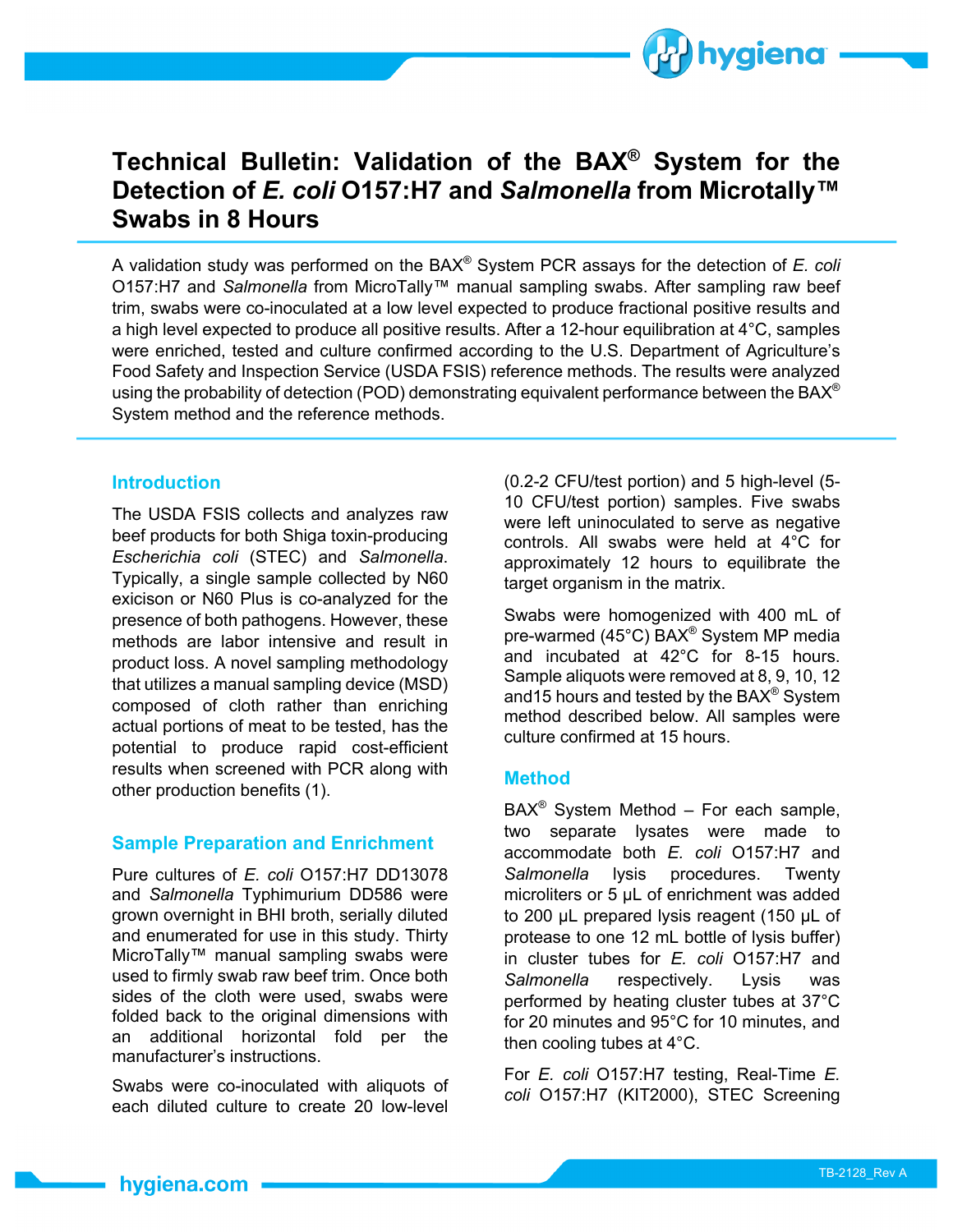# Technical Bulletin: Validation of the BAX® System for the Detection of *E. coli* O157:H7 and *Salmonella* from Microtally™ Swabs in 8 Hours

A validation study was performed on the BAX® System PCR assays for the detection of *E. coli* O157:H7 and *Salmonella* from MicroTally™ manual sampling swabs. After sampling raw beef trim, swabs were co-inoculated at a low level expected to produce fractional positive results and a high level expected to produce all positive results. After a 12-hour equilibration at 4°C, samples were enriched, tested and culture confirmed according to the U.S. Department of Agriculture's Food Safety and Inspection Service (USDA FSIS) reference methods. The results were analyzed using the probability of detection (POD) demonstrating equivalent performance between the BAX® System method and the reference methods.

## Introduction

The USDA FSIS collects and analyzes raw beef products for both Shiga toxin-producing *Escherichia coli* (STEC) and *Salmonella*. Typically, a single sample collected by N60 exicison or N60 Plus is co-analyzed for the presence of both pathogens. However, these methods are labor intensive and result in product loss. A novel sampling methodology that utilizes a manual sampling device (MSD) composed of cloth rather than enriching actual portions of meat to be tested, has the potential to produce rapid cost-efficient results when screened with PCR along with other production benefits (1).

## Sample Preparation and Enrichment

Pure cultures of *E. coli* O157:H7 DD13078 and *Salmonella* Typhimurium DD586 were grown overnight in BHI broth, serially diluted and enumerated for use in this study. Thirty MicroTally™ manual sampling swabs were used to firmly swab raw beef trim. Once both sides of the cloth were used, swabs were folded back to the original dimensions with an additional horizontal fold per the manufacturer's instructions.

Swabs were co-inoculated with aliquots of each diluted culture to create 20 low-level (0.2-2 CFU/test portion) and 5 high-level (5-10 CFU/test portion) samples. Five swabs were left uninoculated to serve as negative controls. All swabs were held at 4°C for approximately 12 hours to equilibrate the target organism in the matrix.

Swabs were homogenized with 400 mL of pre-warmed (45°C) BAX® System MP media and incubated at 42°C for 8-15 hours. Sample aliquots were removed at 8, 9, 10, 12 and15 hours and tested by the BAX® System method described below. All samples were culture confirmed at 15 hours.

## Method

BAX® System Method – For each sample, two separate lysates were made to accommodate both *E. coli* O157:H7 and *Salmonella* lysis procedures. Twenty microliters or 5 µL of enrichment was added to 200 µL prepared lysis reagent (150 µL of protease to one 12 mL bottle of lysis buffer) in cluster tubes for *E. coli* O157:H7 and *Salmonella* respectively. Lysis was performed by heating cluster tubes at 37°C for 20 minutes and 95°C for 10 minutes, and then cooling tubes at 4°C.

For *E. coli* O157:H7 testing, Real-Time *E. coli* O157:H7 (KIT2000), STEC Screening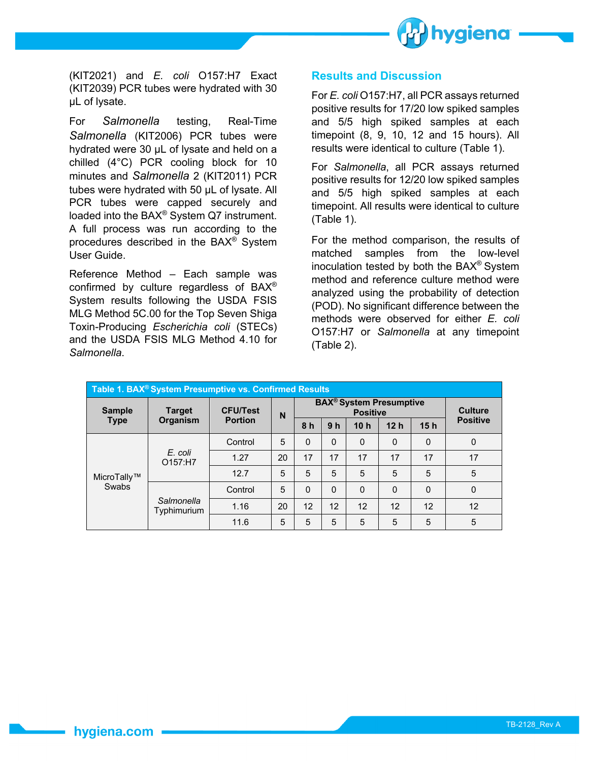(KIT2021) and *E. coli* O157:H7 Exact (KIT2039) PCR tubes were hydrated with 30 µL of lysate.

For *Salmonella* testing, Real-Time *Salmonella* (KIT2006) PCR tubes were hydrated were 30 µL of lysate and held on a chilled (4°C) PCR cooling block for 10 minutes and *Salmonella* 2 (KIT2011) PCR tubes were hydrated with 50 µL of lysate. All PCR tubes were capped securely and loaded into the BAX® System Q7 instrument. A full process was run according to the procedures described in the BAX® System User Guide.

Reference Method – Each sample was confirmed by culture regardless of BAX® System results following the USDA FSIS MLG Method 5C.00 for the Top Seven Shiga Toxin-Producing *Escherichia coli* (STECs) and the USDA FSIS MLG Method 4.10 for *Salmonella*.

## Results and Discussion

For *E. coli* O157:H7, all PCR assays returned positive results for 17/20 low spiked samples and 5/5 high spiked samples at each timepoint (8, 9, 10, 12 and 15 hours). All results were identical to culture (Table 1).

For *Salmonella*, all PCR assays returned positive results for 12/20 low spiked samples and 5/5 high spiked samples at each timepoint. All results were identical to culture (Table 1).

For the method comparison, the results of matched samples from the low-level inoculation tested by both the BAX® System method and reference culture method were analyzed using the probability of detection (POD). No significant difference between the methods were observed for either *E. coli* O157:H7 or *Salmonella* at any timepoint (Table 2).

**Table 1. BAX® System Presumptive vs. Confirmed Results**

| Sample Type | Target Organism | CFU/Test Portion | N | BAX® System Presumptive Positive | | | | | Culture Positive |
|---|---|---|---|---|---|---|---|---|---|
| | | | | 8 h | 9 h | 10 h | 12 h | 15 h | |
| MicroTally™ Swabs | *E. coli* O157:H7 | Control | 5 | 0 | 0 | 0 | 0 | 0 | 0 |
| | | 1.27 | 20 | 17 | 17 | 17 | 17 | 17 | 17 |
| | | 12.7 | 5 | 5 | 5 | 5 | 5 | 5 | 5 |
| | *Salmonella* Typhimurium | Control | 5 | 0 | 0 | 0 | 0 | 0 | 0 |
| | | 1.16 | 20 | 12 | 12 | 12 | 12 | 12 | 12 |
| | | 11.6 | 5 | 5 | 5 | 5 | 5 | 5 | 5 |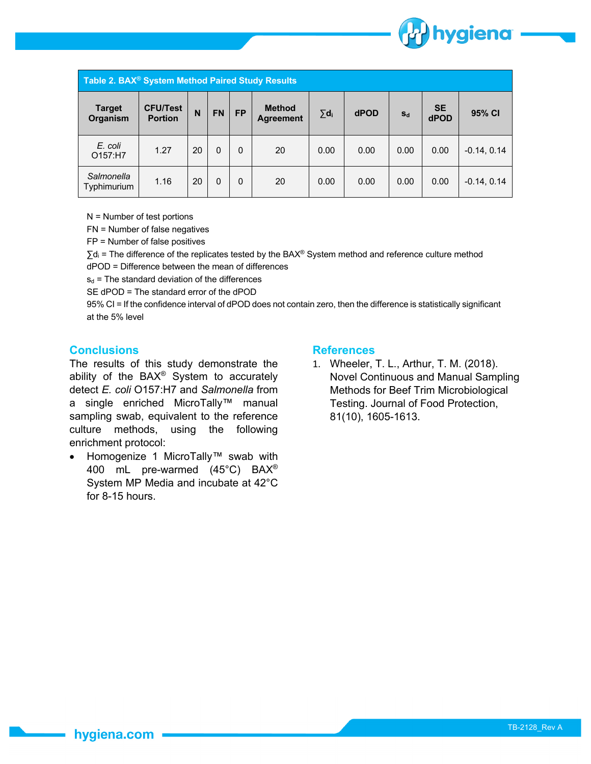**Table 2. BAX® System Method Paired Study Results**

| Target Organism | CFU/Test Portion | N | FN | FP | Method Agreement | $\sum d_i$ | dPOD | $s_d$ | SE dPOD | 95% CI |
|---|---|---|---|---|---|---|---|---|---|---|
| *E. coli* O157:H7 | 1.27 | 20 | 0 | 0 | 20 | 0.00 | 0.00 | 0.00 | 0.00 | -0.14, 0.14 |
| *Salmonella* Typhimurium | 1.16 | 20 | 0 | 0 | 20 | 0.00 | 0.00 | 0.00 | 0.00 | -0.14, 0.14 |

N = Number of test portions
FN = Number of false negatives
FP = Number of false positives
$\sum d_i$ = The difference of the replicates tested by the BAX® System method and reference culture method
dPOD = Difference between the mean of differences
$s_d$ = The standard deviation of the differences
SE dPOD = The standard error of the dPOD
95% CI = If the confidence interval of dPOD does not contain zero, then the difference is statistically significant at the 5% level

## Conclusions

The results of this study demonstrate the ability of the BAX® System to accurately detect *E. coli* O157:H7 and *Salmonella* from a single enriched MicroTally™ manual sampling swab, equivalent to the reference culture methods, using the following enrichment protocol:

- Homogenize 1 MicroTally™ swab with 400 mL pre-warmed (45°C) BAX® System MP Media and incubate at 42°C for 8-15 hours.

## References

1. Wheeler, T. L., Arthur, T. M. (2018). Novel Continuous and Manual Sampling Methods for Beef Trim Microbiological Testing. Journal of Food Protection, 81(10), 1605-1613.